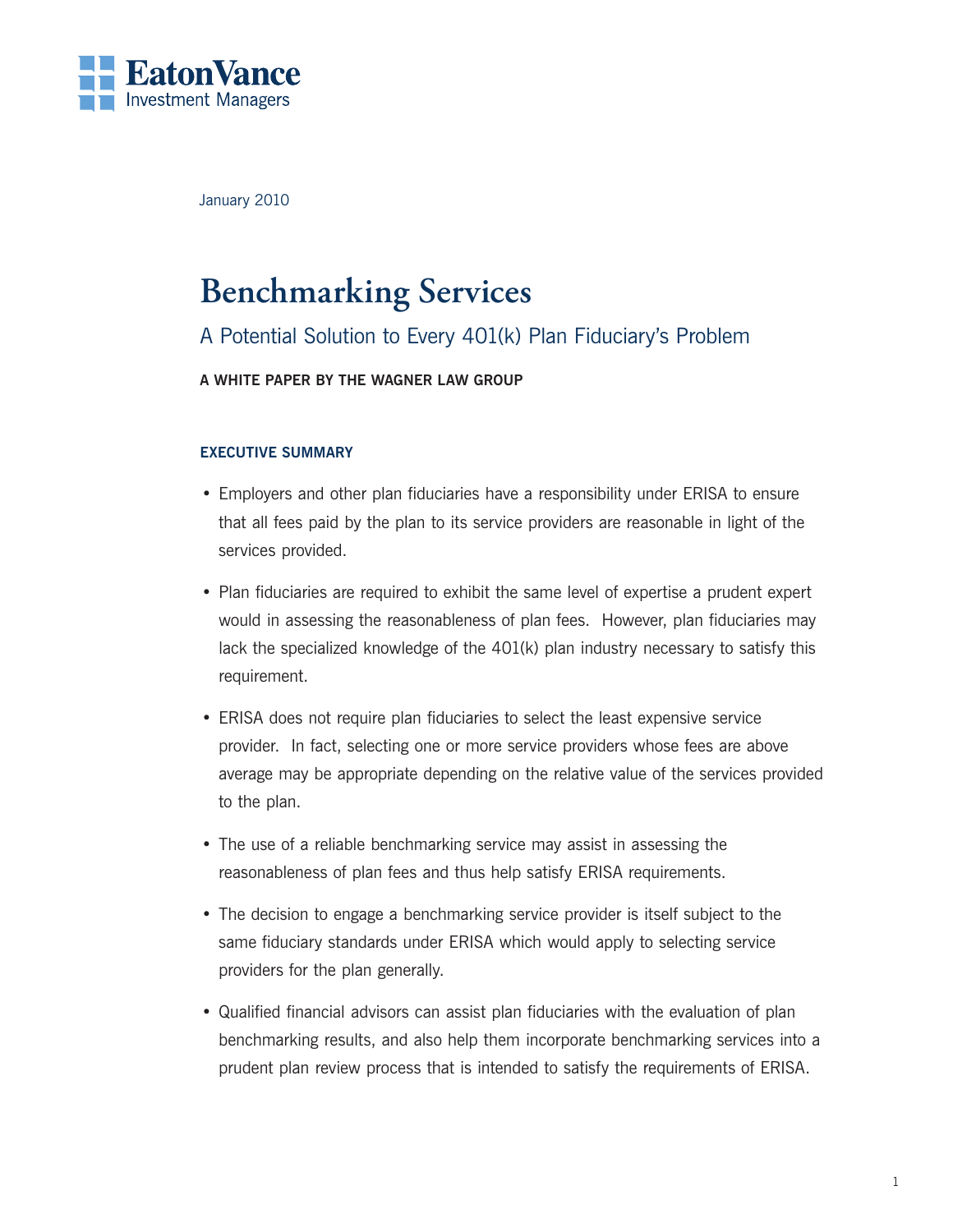Eaton Vance
Investment Managers

January 2010

# Benchmarking Services

## A Potential Solution to Every 401(k) Plan Fiduciary's Problem

**A WHITE PAPER BY THE WAGNER LAW GROUP**

### EXECUTIVE SUMMARY

- Employers and other plan fiduciaries have a responsibility under ERISA to ensure that all fees paid by the plan to its service providers are reasonable in light of the services provided.
- Plan fiduciaries are required to exhibit the same level of expertise a prudent expert would in assessing the reasonableness of plan fees. However, plan fiduciaries may lack the specialized knowledge of the 401(k) plan industry necessary to satisfy this requirement.
- ERISA does not require plan fiduciaries to select the least expensive service provider. In fact, selecting one or more service providers whose fees are above average may be appropriate depending on the relative value of the services provided to the plan.
- The use of a reliable benchmarking service may assist in assessing the reasonableness of plan fees and thus help satisfy ERISA requirements.
- The decision to engage a benchmarking service provider is itself subject to the same fiduciary standards under ERISA which would apply to selecting service providers for the plan generally.
- Qualified financial advisors can assist plan fiduciaries with the evaluation of plan benchmarking results, and also help them incorporate benchmarking services into a prudent plan review process that is intended to satisfy the requirements of ERISA.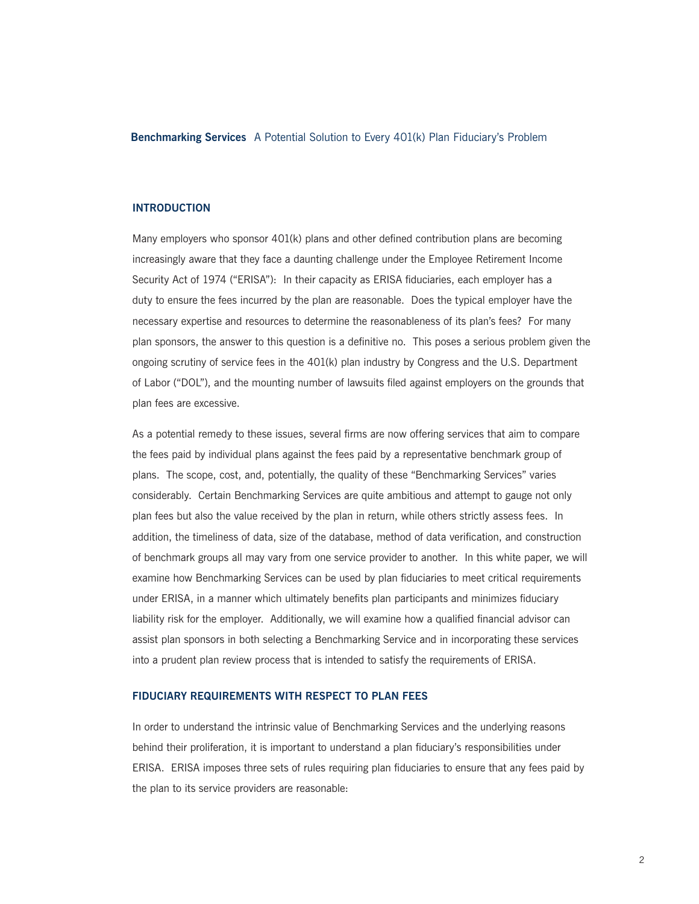## INTRODUCTION

Many employers who sponsor 401(k) plans and other defined contribution plans are becoming increasingly aware that they face a daunting challenge under the Employee Retirement Income Security Act of 1974 ("ERISA"): In their capacity as ERISA fiduciaries, each employer has a duty to ensure the fees incurred by the plan are reasonable. Does the typical employer have the necessary expertise and resources to determine the reasonableness of its plan's fees? For many plan sponsors, the answer to this question is a definitive no. This poses a serious problem given the ongoing scrutiny of service fees in the 401(k) plan industry by Congress and the U.S. Department of Labor ("DOL"), and the mounting number of lawsuits filed against employers on the grounds that plan fees are excessive.

As a potential remedy to these issues, several firms are now offering services that aim to compare the fees paid by individual plans against the fees paid by a representative benchmark group of plans. The scope, cost, and, potentially, the quality of these "Benchmarking Services" varies considerably. Certain Benchmarking Services are quite ambitious and attempt to gauge not only plan fees but also the value received by the plan in return, while others strictly assess fees. In addition, the timeliness of data, size of the database, method of data verification, and construction of benchmark groups all may vary from one service provider to another. In this white paper, we will examine how Benchmarking Services can be used by plan fiduciaries to meet critical requirements under ERISA, in a manner which ultimately benefits plan participants and minimizes fiduciary liability risk for the employer. Additionally, we will examine how a qualified financial advisor can assist plan sponsors in both selecting a Benchmarking Service and in incorporating these services into a prudent plan review process that is intended to satisfy the requirements of ERISA.

## FIDUCIARY REQUIREMENTS WITH RESPECT TO PLAN FEES

In order to understand the intrinsic value of Benchmarking Services and the underlying reasons behind their proliferation, it is important to understand a plan fiduciary's responsibilities under ERISA. ERISA imposes three sets of rules requiring plan fiduciaries to ensure that any fees paid by the plan to its service providers are reasonable: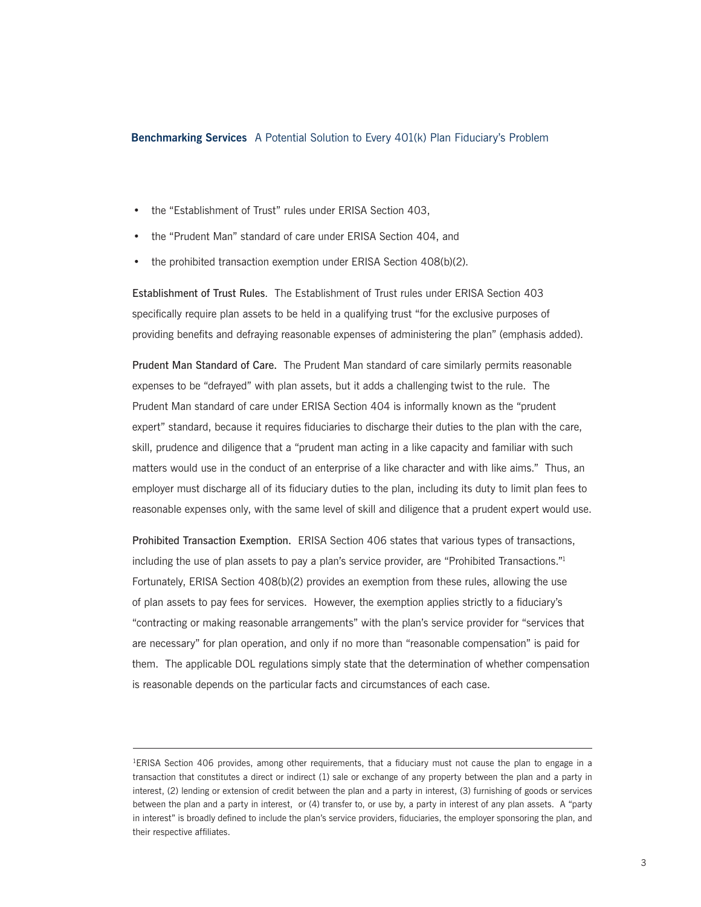- the "Establishment of Trust" rules under ERISA Section 403,
- the "Prudent Man" standard of care under ERISA Section 404, and
- the prohibited transaction exemption under ERISA Section 408(b)(2).

**Establishment of Trust Rules**. The Establishment of Trust rules under ERISA Section 403 specifically require plan assets to be held in a qualifying trust "for the exclusive purposes of providing benefits and defraying reasonable expenses of administering the plan" (emphasis added).

**Prudent Man Standard of Care.** The Prudent Man standard of care similarly permits reasonable expenses to be "defrayed" with plan assets, but it adds a challenging twist to the rule. The Prudent Man standard of care under ERISA Section 404 is informally known as the "prudent expert" standard, because it requires fiduciaries to discharge their duties to the plan with the care, skill, prudence and diligence that a "prudent man acting in a like capacity and familiar with such matters would use in the conduct of an enterprise of a like character and with like aims." Thus, an employer must discharge all of its fiduciary duties to the plan, including its duty to limit plan fees to reasonable expenses only, with the same level of skill and diligence that a prudent expert would use.

**Prohibited Transaction Exemption.** ERISA Section 406 states that various types of transactions, including the use of plan assets to pay a plan's service provider, are "Prohibited Transactions."[1] Fortunately, ERISA Section 408(b)(2) provides an exemption from these rules, allowing the use of plan assets to pay fees for services. However, the exemption applies strictly to a fiduciary's "contracting or making reasonable arrangements" with the plan's service provider for "services that are necessary" for plan operation, and only if no more than "reasonable compensation" is paid for them. The applicable DOL regulations simply state that the determination of whether compensation is reasonable depends on the particular facts and circumstances of each case.

---

[1]ERISA Section 406 provides, among other requirements, that a fiduciary must not cause the plan to engage in a transaction that constitutes a direct or indirect (1) sale or exchange of any property between the plan and a party in interest, (2) lending or extension of credit between the plan and a party in interest, (3) furnishing of goods or services between the plan and a party in interest, or (4) transfer to, or use by, a party in interest of any plan assets. A "party in interest" is broadly defined to include the plan's service providers, fiduciaries, the employer sponsoring the plan, and their respective affiliates.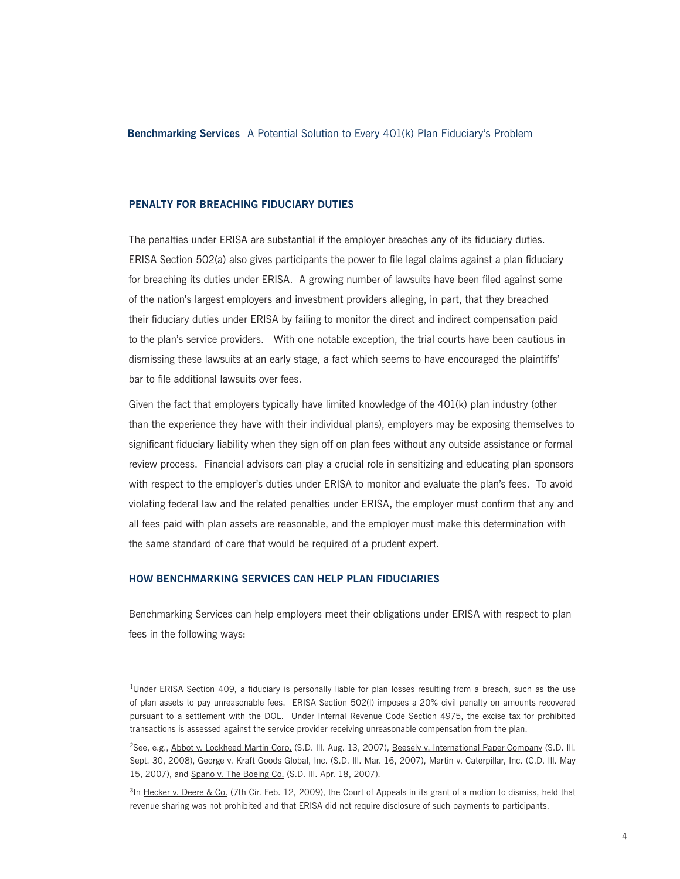## PENALTY FOR BREACHING FIDUCIARY DUTIES

The penalties under ERISA are substantial if the employer breaches any of its fiduciary duties. ERISA Section 502(a) also gives participants the power to file legal claims against a plan fiduciary for breaching its duties under ERISA. A growing number of lawsuits have been filed against some of the nation's largest employers and investment providers alleging, in part, that they breached their fiduciary duties under ERISA by failing to monitor the direct and indirect compensation paid to the plan's service providers. With one notable exception, the trial courts have been cautious in dismissing these lawsuits at an early stage, a fact which seems to have encouraged the plaintiffs' bar to file additional lawsuits over fees.

Given the fact that employers typically have limited knowledge of the 401(k) plan industry (other than the experience they have with their individual plans), employers may be exposing themselves to significant fiduciary liability when they sign off on plan fees without any outside assistance or formal review process. Financial advisors can play a crucial role in sensitizing and educating plan sponsors with respect to the employer's duties under ERISA to monitor and evaluate the plan's fees. To avoid violating federal law and the related penalties under ERISA, the employer must confirm that any and all fees paid with plan assets are reasonable, and the employer must make this determination with the same standard of care that would be required of a prudent expert.

## HOW BENCHMARKING SERVICES CAN HELP PLAN FIDUCIARIES

Benchmarking Services can help employers meet their obligations under ERISA with respect to plan fees in the following ways:

---

[1]Under ERISA Section 409, a fiduciary is personally liable for plan losses resulting from a breach, such as the use of plan assets to pay unreasonable fees. ERISA Section 502(l) imposes a 20% civil penalty on amounts recovered pursuant to a settlement with the DOL. Under Internal Revenue Code Section 4975, the excise tax for prohibited transactions is assessed against the service provider receiving unreasonable compensation from the plan.

[2]See, e.g., Abbot v. Lockheed Martin Corp. (S.D. Ill. Aug. 13, 2007), Beesely v. International Paper Company (S.D. Ill. Sept. 30, 2008), George v. Kraft Goods Global, Inc. (S.D. Ill. Mar. 16, 2007), Martin v. Caterpillar, Inc. (C.D. Ill. May 15, 2007), and Spano v. The Boeing Co. (S.D. Ill. Apr. 18, 2007).

[3]In Hecker v. Deere & Co. (7th Cir. Feb. 12, 2009), the Court of Appeals in its grant of a motion to dismiss, held that revenue sharing was not prohibited and that ERISA did not require disclosure of such payments to participants.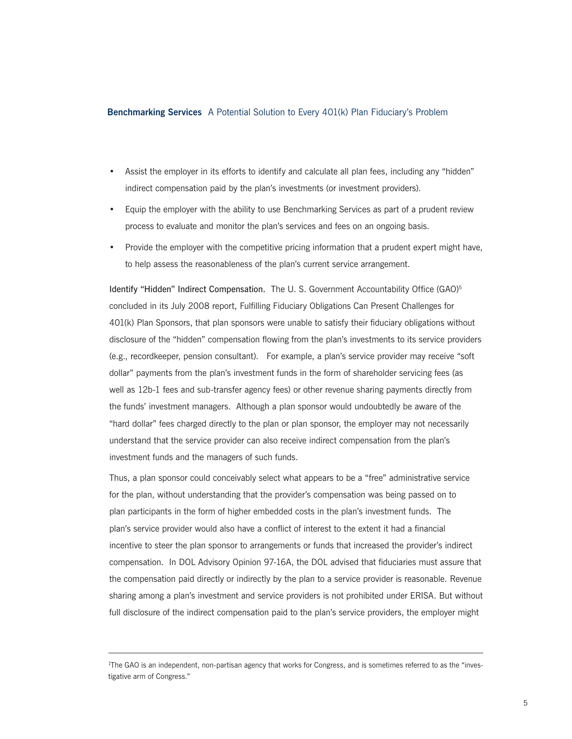- Assist the employer in its efforts to identify and calculate all plan fees, including any "hidden" indirect compensation paid by the plan's investments (or investment providers).
- Equip the employer with the ability to use Benchmarking Services as part of a prudent review process to evaluate and monitor the plan's services and fees on an ongoing basis.
- Provide the employer with the competitive pricing information that a prudent expert might have, to help assess the reasonableness of the plan's current service arrangement.

Identify "Hidden" Indirect Compensation. The U. S. Government Accountability Office (GAO)[5] concluded in its July 2008 report, Fulfilling Fiduciary Obligations Can Present Challenges for 401(k) Plan Sponsors, that plan sponsors were unable to satisfy their fiduciary obligations without disclosure of the "hidden" compensation flowing from the plan's investments to its service providers (e.g., recordkeeper, pension consultant). For example, a plan's service provider may receive "soft dollar" payments from the plan's investment funds in the form of shareholder servicing fees (as well as 12b-1 fees and sub-transfer agency fees) or other revenue sharing payments directly from the funds' investment managers. Although a plan sponsor would undoubtedly be aware of the "hard dollar" fees charged directly to the plan or plan sponsor, the employer may not necessarily understand that the service provider can also receive indirect compensation from the plan's investment funds and the managers of such funds.

Thus, a plan sponsor could conceivably select what appears to be a "free" administrative service for the plan, without understanding that the provider's compensation was being passed on to plan participants in the form of higher embedded costs in the plan's investment funds. The plan's service provider would also have a conflict of interest to the extent it had a financial incentive to steer the plan sponsor to arrangements or funds that increased the provider's indirect compensation. In DOL Advisory Opinion 97-16A, the DOL advised that fiduciaries must assure that the compensation paid directly or indirectly by the plan to a service provider is reasonable. Revenue sharing among a plan's investment and service providers is not prohibited under ERISA. But without full disclosure of the indirect compensation paid to the plan's service providers, the employer might

---

[1]The GAO is an independent, non-partisan agency that works for Congress, and is sometimes referred to as the "investigative arm of Congress."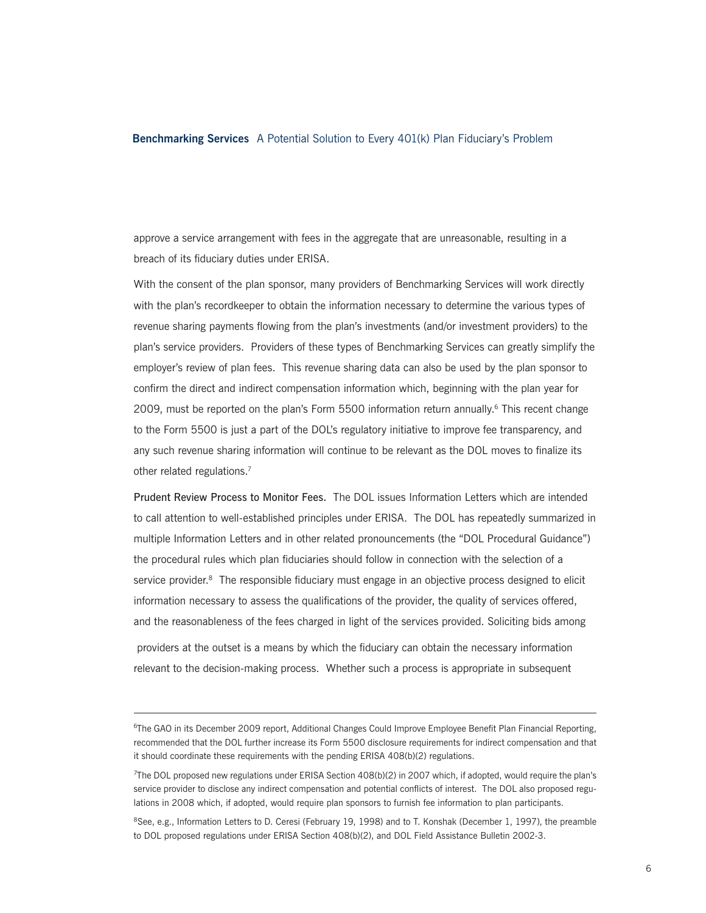approve a service arrangement with fees in the aggregate that are unreasonable, resulting in a breach of its fiduciary duties under ERISA.

With the consent of the plan sponsor, many providers of Benchmarking Services will work directly with the plan's recordkeeper to obtain the information necessary to determine the various types of revenue sharing payments flowing from the plan's investments (and/or investment providers) to the plan's service providers. Providers of these types of Benchmarking Services can greatly simplify the employer's review of plan fees. This revenue sharing data can also be used by the plan sponsor to confirm the direct and indirect compensation information which, beginning with the plan year for 2009, must be reported on the plan's Form 5500 information return annually.[6] This recent change to the Form 5500 is just a part of the DOL's regulatory initiative to improve fee transparency, and any such revenue sharing information will continue to be relevant as the DOL moves to finalize its other related regulations.[7]

**Prudent Review Process to Monitor Fees.** The DOL issues Information Letters which are intended to call attention to well-established principles under ERISA. The DOL has repeatedly summarized in multiple Information Letters and in other related pronouncements (the "DOL Procedural Guidance") the procedural rules which plan fiduciaries should follow in connection with the selection of a service provider.[8] The responsible fiduciary must engage in an objective process designed to elicit information necessary to assess the qualifications of the provider, the quality of services offered, and the reasonableness of the fees charged in light of the services provided. Soliciting bids among providers at the outset is a means by which the fiduciary can obtain the necessary information relevant to the decision-making process. Whether such a process is appropriate in subsequent

---

[6] The GAO in its December 2009 report, Additional Changes Could Improve Employee Benefit Plan Financial Reporting, recommended that the DOL further increase its Form 5500 disclosure requirements for indirect compensation and that it should coordinate these requirements with the pending ERISA 408(b)(2) regulations.

[7] The DOL proposed new regulations under ERISA Section 408(b)(2) in 2007 which, if adopted, would require the plan's service provider to disclose any indirect compensation and potential conflicts of interest. The DOL also proposed regulations in 2008 which, if adopted, would require plan sponsors to furnish fee information to plan participants.

[8] See, e.g., Information Letters to D. Ceresi (February 19, 1998) and to T. Konshak (December 1, 1997), the preamble to DOL proposed regulations under ERISA Section 408(b)(2), and DOL Field Assistance Bulletin 2002-3.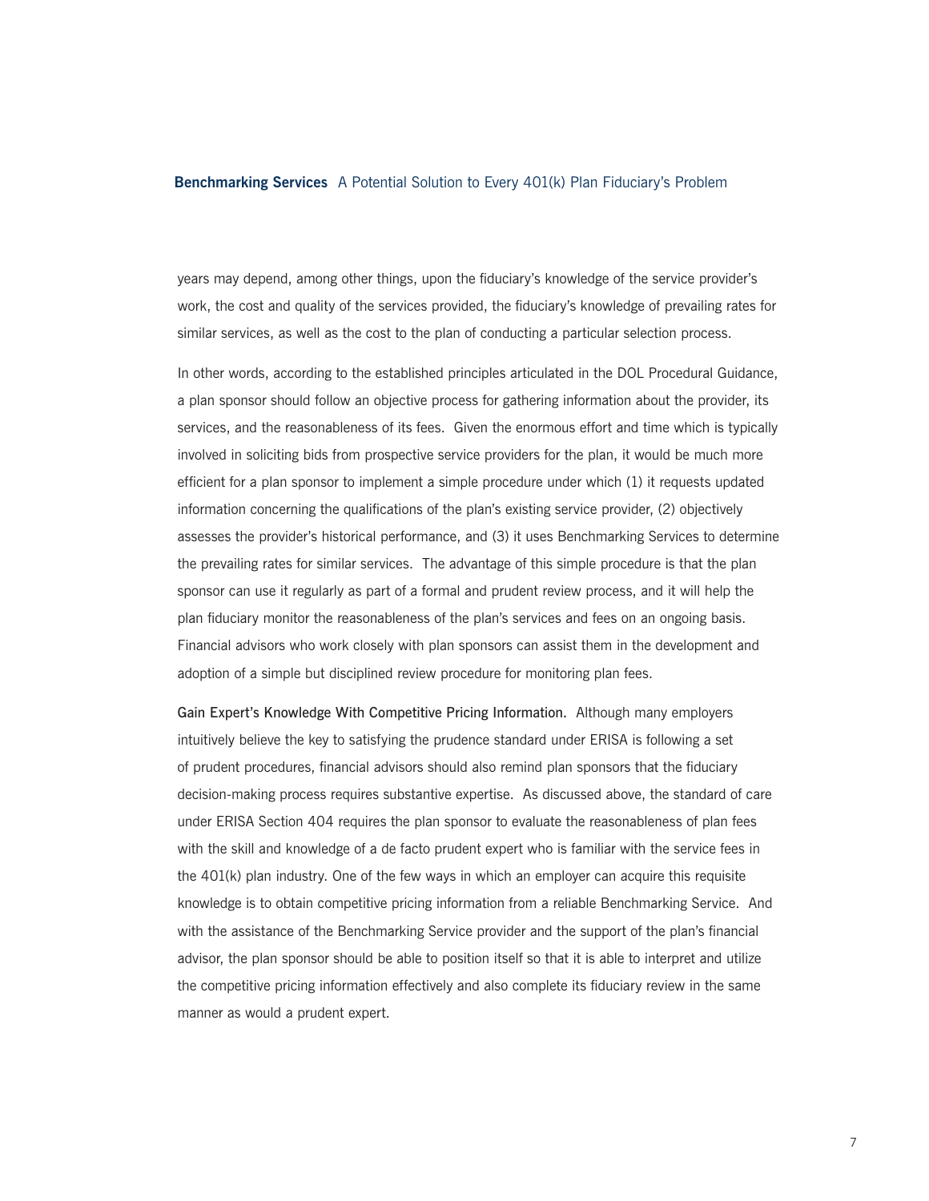years may depend, among other things, upon the fiduciary's knowledge of the service provider's work, the cost and quality of the services provided, the fiduciary's knowledge of prevailing rates for similar services, as well as the cost to the plan of conducting a particular selection process.

In other words, according to the established principles articulated in the DOL Procedural Guidance, a plan sponsor should follow an objective process for gathering information about the provider, its services, and the reasonableness of its fees. Given the enormous effort and time which is typically involved in soliciting bids from prospective service providers for the plan, it would be much more efficient for a plan sponsor to implement a simple procedure under which (1) it requests updated information concerning the qualifications of the plan's existing service provider, (2) objectively assesses the provider's historical performance, and (3) it uses Benchmarking Services to determine the prevailing rates for similar services. The advantage of this simple procedure is that the plan sponsor can use it regularly as part of a formal and prudent review process, and it will help the plan fiduciary monitor the reasonableness of the plan's services and fees on an ongoing basis. Financial advisors who work closely with plan sponsors can assist them in the development and adoption of a simple but disciplined review procedure for monitoring plan fees.

**Gain Expert's Knowledge With Competitive Pricing Information.** Although many employers intuitively believe the key to satisfying the prudence standard under ERISA is following a set of prudent procedures, financial advisors should also remind plan sponsors that the fiduciary decision-making process requires substantive expertise. As discussed above, the standard of care under ERISA Section 404 requires the plan sponsor to evaluate the reasonableness of plan fees with the skill and knowledge of a de facto prudent expert who is familiar with the service fees in the 401(k) plan industry. One of the few ways in which an employer can acquire this requisite knowledge is to obtain competitive pricing information from a reliable Benchmarking Service. And with the assistance of the Benchmarking Service provider and the support of the plan's financial advisor, the plan sponsor should be able to position itself so that it is able to interpret and utilize the competitive pricing information effectively and also complete its fiduciary review in the same manner as would a prudent expert.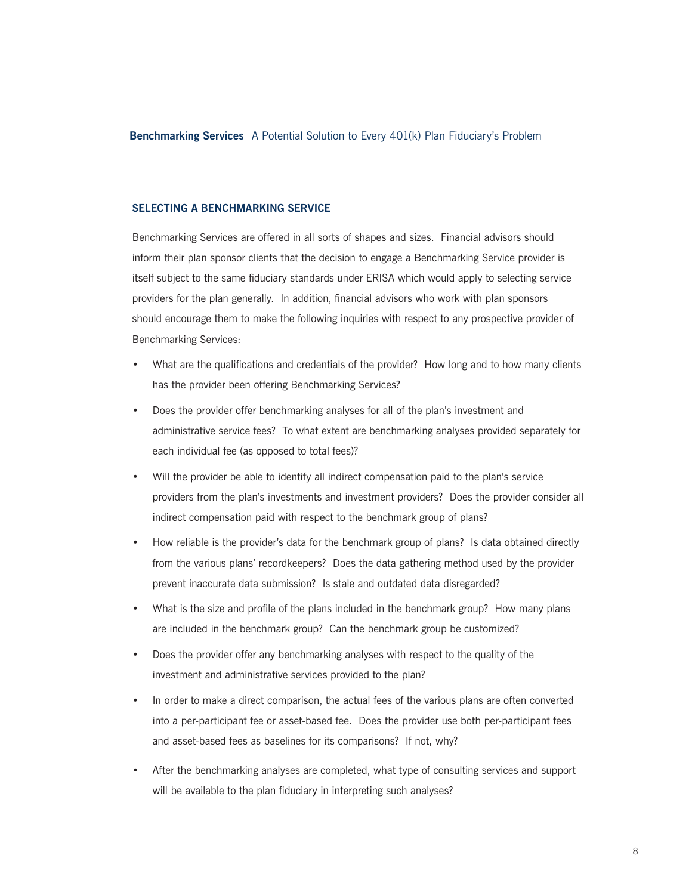## SELECTING A BENCHMARKING SERVICE

Benchmarking Services are offered in all sorts of shapes and sizes. Financial advisors should inform their plan sponsor clients that the decision to engage a Benchmarking Service provider is itself subject to the same fiduciary standards under ERISA which would apply to selecting service providers for the plan generally. In addition, financial advisors who work with plan sponsors should encourage them to make the following inquiries with respect to any prospective provider of Benchmarking Services:

- What are the qualifications and credentials of the provider? How long and to how many clients has the provider been offering Benchmarking Services?
- Does the provider offer benchmarking analyses for all of the plan's investment and administrative service fees? To what extent are benchmarking analyses provided separately for each individual fee (as opposed to total fees)?
- Will the provider be able to identify all indirect compensation paid to the plan's service providers from the plan's investments and investment providers? Does the provider consider all indirect compensation paid with respect to the benchmark group of plans?
- How reliable is the provider's data for the benchmark group of plans? Is data obtained directly from the various plans' recordkeepers? Does the data gathering method used by the provider prevent inaccurate data submission? Is stale and outdated data disregarded?
- What is the size and profile of the plans included in the benchmark group? How many plans are included in the benchmark group? Can the benchmark group be customized?
- Does the provider offer any benchmarking analyses with respect to the quality of the investment and administrative services provided to the plan?
- In order to make a direct comparison, the actual fees of the various plans are often converted into a per-participant fee or asset-based fee. Does the provider use both per-participant fees and asset-based fees as baselines for its comparisons? If not, why?
- After the benchmarking analyses are completed, what type of consulting services and support will be available to the plan fiduciary in interpreting such analyses?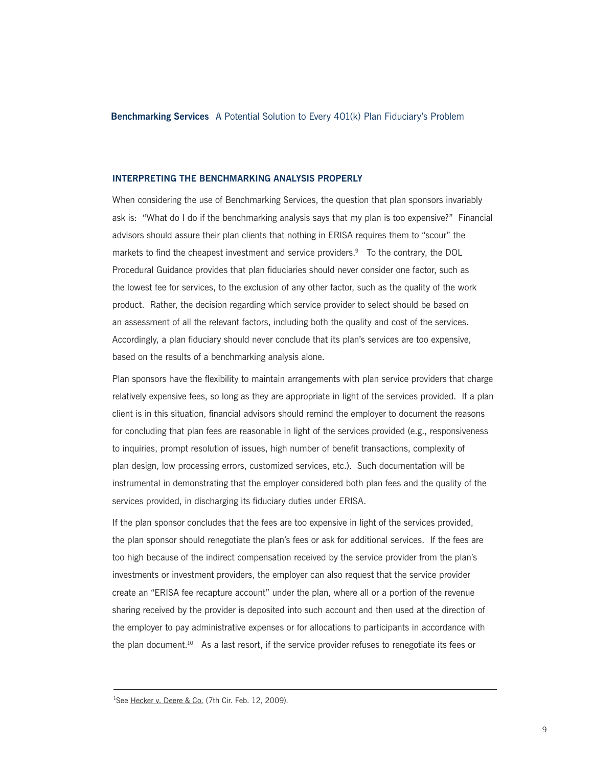## INTERPRETING THE BENCHMARKING ANALYSIS PROPERLY

When considering the use of Benchmarking Services, the question that plan sponsors invariably ask is: "What do I do if the benchmarking analysis says that my plan is too expensive?" Financial advisors should assure their plan clients that nothing in ERISA requires them to "scour" the markets to find the cheapest investment and service providers.[9] To the contrary, the DOL Procedural Guidance provides that plan fiduciaries should never consider one factor, such as the lowest fee for services, to the exclusion of any other factor, such as the quality of the work product. Rather, the decision regarding which service provider to select should be based on an assessment of all the relevant factors, including both the quality and cost of the services. Accordingly, a plan fiduciary should never conclude that its plan's services are too expensive, based on the results of a benchmarking analysis alone.

Plan sponsors have the flexibility to maintain arrangements with plan service providers that charge relatively expensive fees, so long as they are appropriate in light of the services provided. If a plan client is in this situation, financial advisors should remind the employer to document the reasons for concluding that plan fees are reasonable in light of the services provided (e.g., responsiveness to inquiries, prompt resolution of issues, high number of benefit transactions, complexity of plan design, low processing errors, customized services, etc.). Such documentation will be instrumental in demonstrating that the employer considered both plan fees and the quality of the services provided, in discharging its fiduciary duties under ERISA.

If the plan sponsor concludes that the fees are too expensive in light of the services provided, the plan sponsor should renegotiate the plan's fees or ask for additional services. If the fees are too high because of the indirect compensation received by the service provider from the plan's investments or investment providers, the employer can also request that the service provider create an "ERISA fee recapture account" under the plan, where all or a portion of the revenue sharing received by the provider is deposited into such account and then used at the direction of the employer to pay administrative expenses or for allocations to participants in accordance with the plan document.[10] As a last resort, if the service provider refuses to renegotiate its fees or

---

[1]See Hecker v. Deere & Co. (7th Cir. Feb. 12, 2009).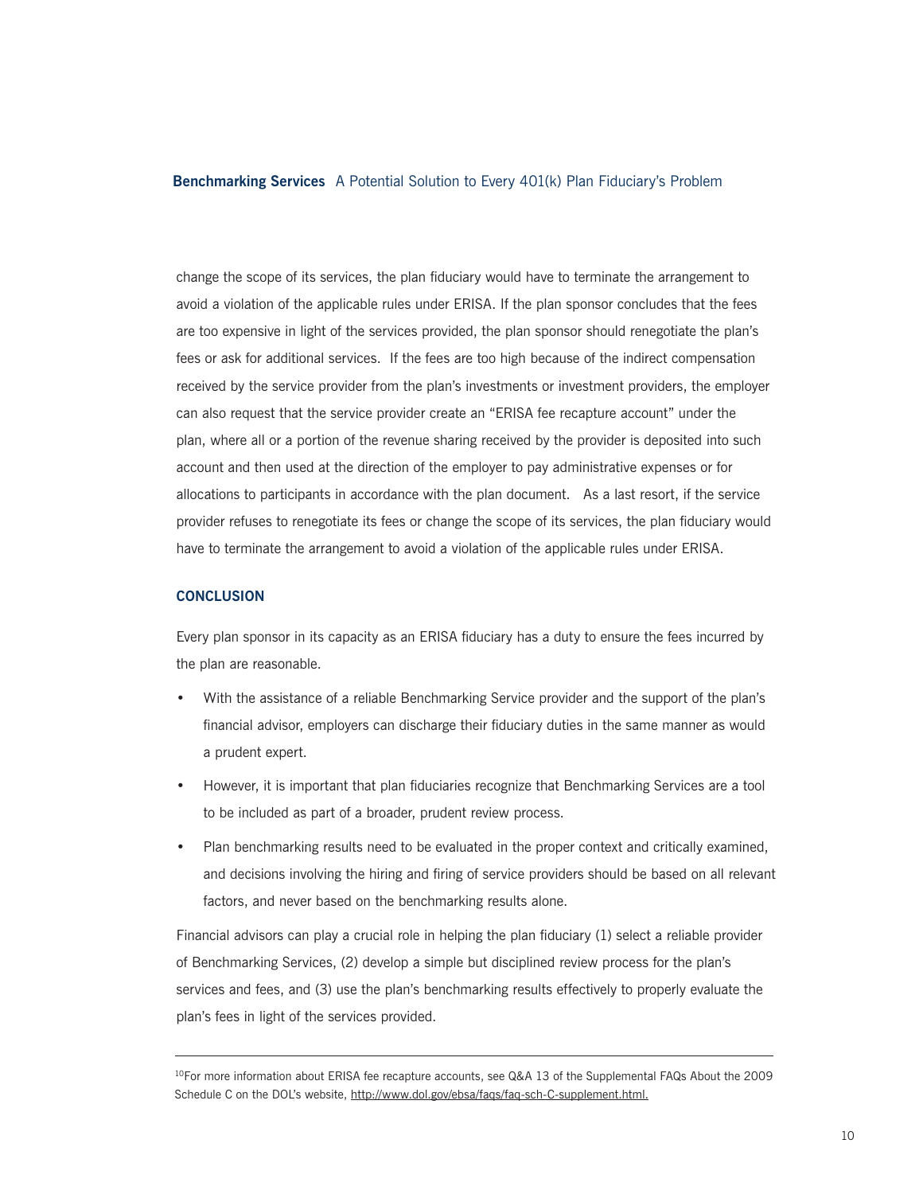change the scope of its services, the plan fiduciary would have to terminate the arrangement to avoid a violation of the applicable rules under ERISA. If the plan sponsor concludes that the fees are too expensive in light of the services provided, the plan sponsor should renegotiate the plan's fees or ask for additional services. If the fees are too high because of the indirect compensation received by the service provider from the plan's investments or investment providers, the employer can also request that the service provider create an "ERISA fee recapture account" under the plan, where all or a portion of the revenue sharing received by the provider is deposited into such account and then used at the direction of the employer to pay administrative expenses or for allocations to participants in accordance with the plan document. As a last resort, if the service provider refuses to renegotiate its fees or change the scope of its services, the plan fiduciary would have to terminate the arrangement to avoid a violation of the applicable rules under ERISA.

## CONCLUSION

Every plan sponsor in its capacity as an ERISA fiduciary has a duty to ensure the fees incurred by the plan are reasonable.

- With the assistance of a reliable Benchmarking Service provider and the support of the plan's financial advisor, employers can discharge their fiduciary duties in the same manner as would a prudent expert.
- However, it is important that plan fiduciaries recognize that Benchmarking Services are a tool to be included as part of a broader, prudent review process.
- Plan benchmarking results need to be evaluated in the proper context and critically examined, and decisions involving the hiring and firing of service providers should be based on all relevant factors, and never based on the benchmarking results alone.

Financial advisors can play a crucial role in helping the plan fiduciary (1) select a reliable provider of Benchmarking Services, (2) develop a simple but disciplined review process for the plan's services and fees, and (3) use the plan's benchmarking results effectively to properly evaluate the plan's fees in light of the services provided.

---

[10]For more information about ERISA fee recapture accounts, see Q&A 13 of the Supplemental FAQs About the 2009 Schedule C on the DOL's website, http://www.dol.gov/ebsa/faqs/faq-sch-C-supplement.html.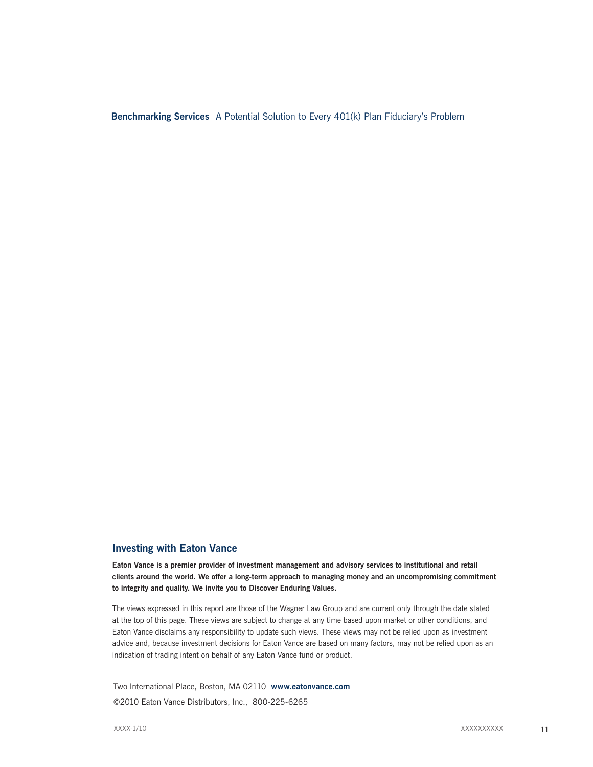## Investing with Eaton Vance

**Eaton Vance is a premier provider of investment management and advisory services to institutional and retail clients around the world. We offer a long-term approach to managing money and an uncompromising commitment to integrity and quality. We invite you to Discover Enduring Values.**

The views expressed in this report are those of the Wagner Law Group and are current only through the date stated at the top of this page. These views are subject to change at any time based upon market or other conditions, and Eaton Vance disclaims any responsibility to update such views. These views may not be relied upon as investment advice and, because investment decisions for Eaton Vance are based on many factors, may not be relied upon as an indication of trading intent on behalf of any Eaton Vance fund or product.

Two International Place, Boston, MA 02110 **www.eatonvance.com**

©2010 Eaton Vance Distributors, Inc., 800-225-6265

XXXX-1/10 XXXXXXXXXX